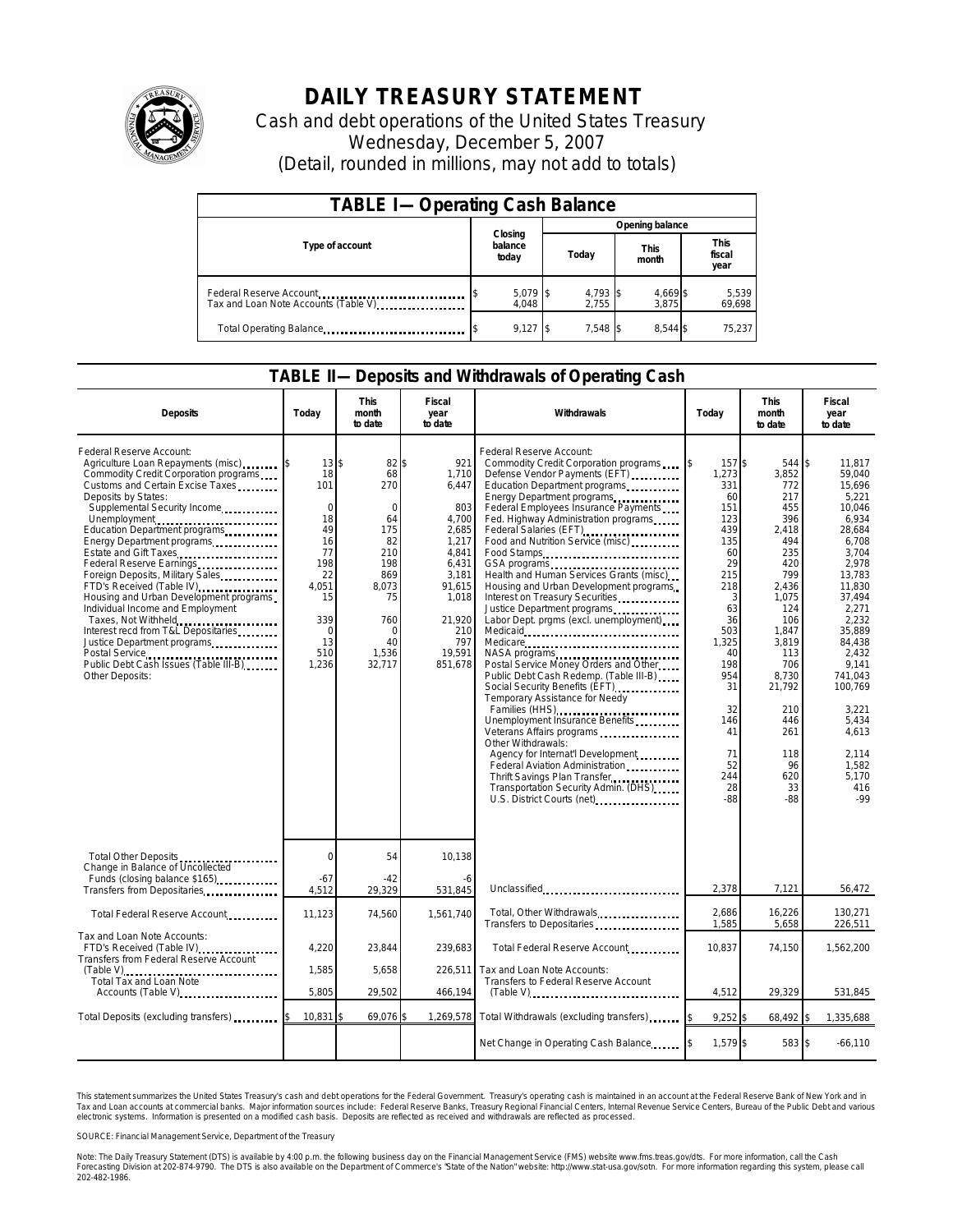# DAILY TREASURY STATEMENT

Cash and debt operations of the United States Treasury
Wednesday, December 5, 2007
(Detail, rounded in millions, may not add to totals)

## TABLE I— Operating Cash Balance

| Type of account | Closing balance today | Opening balance Today | Opening balance This month | Opening balance This fiscal year |
|---|---|---|---|---|
| Federal Reserve Account | $ 5,079 | $ 4,793 | $ 4,669 | $ 5,539 |
| Tax and Loan Note Accounts (Table V) | 4,048 | 2,755 | 3,875 | 69,698 |
| Total Operating Balance | $ 9,127 | $ 7,548 | $ 8,544 | $ 75,237 |

## TABLE II— Deposits and Withdrawals of Operating Cash

| Deposits | Today | This month to date | Fiscal year to date |
|---|---|---|---|
| Federal Reserve Account: | | | |
| Agriculture Loan Repayments (misc) | $ 13 | $ 82 | $ 921 |
| Commodity Credit Corporation programs | 18 | 68 | 1,710 |
| Customs and Certain Excise Taxes | 101 | 270 | 6,447 |
| Deposits by States: | | | |
| Supplemental Security Income | 0 | 0 | 803 |
| Unemployment | 18 | 64 | 4,700 |
| Education Department programs | 49 | 175 | 2,685 |
| Energy Department programs | 16 | 82 | 1,217 |
| Estate and Gift Taxes | 77 | 210 | 4,841 |
| Federal Reserve Earnings | 198 | 198 | 6,431 |
| Foreign Deposits, Military Sales | 22 | 869 | 3,181 |
| FTD's Received (Table IV) | 4,051 | 8,073 | 91,615 |
| Housing and Urban Development programs | 15 | 75 | 1,018 |
| Individual Income and Employment Taxes, Not Withheld | 339 | 760 | 21,920 |
| Interest recd from T&L Depositaries | 0 | 0 | 210 |
| Justice Department programs | 13 | 40 | 797 |
| Postal Service | 510 | 1,536 | 19,591 |
| Public Debt Cash Issues (Table III-B) | 1,236 | 32,717 | 851,678 |
| Other Deposits: | | | |
| Total Other Deposits | 0 | 54 | 10,138 |
| Change in Balance of Uncollected Funds (closing balance $165) | -67 | -42 | -6 |
| Transfers from Depositaries | 4,512 | 29,329 | 531,845 |
| Total Federal Reserve Account | 11,123 | 74,560 | 1,561,740 |
| Tax and Loan Note Accounts: | | | |
| FTD's Received (Table IV) | 4,220 | 23,844 | 239,683 |
| Transfers from Federal Reserve Account (Table V) | 1,585 | 5,658 | 226,511 |
| Total Tax and Loan Note Accounts (Table V) | 5,805 | 29,502 | 466,194 |
| Total Deposits (excluding transfers) | $ 10,831 | $ 69,076 | $ 1,269,578 |

| Withdrawals | Today | This month to date | Fiscal year to date |
|---|---|---|---|
| Federal Reserve Account: | | | |
| Commodity Credit Corporation programs | $ 157 | $ 544 | $ 11,817 |
| Defense Vendor Payments (EFT) | 1,273 | 3,852 | 59,040 |
| Education Department programs | 331 | 772 | 15,696 |
| Energy Department programs | 60 | 217 | 5,221 |
| Federal Employees Insurance Payments | 151 | 455 | 10,046 |
| Fed. Highway Administration programs | 123 | 396 | 6,934 |
| Federal Salaries (EFT) | 439 | 2,418 | 28,684 |
| Food and Nutrition Service (misc) | 135 | 494 | 6,708 |
| Food Stamps | 60 | 235 | 3,704 |
| GSA programs | 29 | 420 | 2,978 |
| Health and Human Services Grants (misc) | 215 | 799 | 13,783 |
| Housing and Urban Development programs | 218 | 2,436 | 11,830 |
| Interest on Treasury Securities | 3 | 1,075 | 37,494 |
| Justice Department programs | 63 | 124 | 2,271 |
| Labor Dept. prgms (excl. unemployment) | 36 | 106 | 2,232 |
| Medicaid | 503 | 1,847 | 35,889 |
| Medicare | 1,325 | 3,819 | 84,438 |
| NASA programs | 40 | 113 | 2,432 |
| Postal Service Money Orders and Other | 198 | 706 | 9,141 |
| Public Debt Cash Redemp. (Table III-B) | 954 | 8,730 | 741,043 |
| Social Security Benefits (EFT) | 31 | 21,792 | 100,769 |
| Temporary Assistance for Needy Families (HHS) | 32 | 210 | 3,221 |
| Unemployment Insurance Benefits | 146 | 446 | 5,434 |
| Veterans Affairs programs | 41 | 261 | 4,613 |
| Other Withdrawals: | | | |
| Agency for Internat'l Development | 71 | 118 | 2,114 |
| Federal Aviation Administration | 52 | 96 | 1,582 |
| Thrift Savings Plan Transfer | 244 | 620 | 5,170 |
| Transportation Security Admin. (DHS) | 28 | 33 | 416 |
| U.S. District Courts (net) | -88 | -88 | -99 |
| Unclassified | 2,378 | 7,121 | 56,472 |
| Total, Other Withdrawals | 2,686 | 16,226 | 130,271 |
| Transfers to Depositaries | 1,585 | 5,658 | 226,511 |
| Total Federal Reserve Account | 10,837 | 74,150 | 1,562,200 |
| Tax and Loan Note Accounts: | | | |
| Transfers to Federal Reserve Account (Table V) | 4,512 | 29,329 | 531,845 |
| Total Withdrawals (excluding transfers) | $ 9,252 | $ 68,492 | $ 1,335,688 |
| Net Change in Operating Cash Balance | $ 1,579 | $ 583 | $ -66,110 |

This statement summarizes the United States Treasury's cash and debt operations for the Federal Government. Treasury's operating cash is maintained in an account at the Federal Reserve Bank of New York and in Tax and Loan accounts at commercial banks. Major information sources include: Federal Reserve Banks, Treasury Regional Financial Centers, Internal Revenue Service Centers, Bureau of the Public Debt and various electronic systems. Information is presented on a modified cash basis. Deposits are reflected as received and withdrawals are reflected as processed.

SOURCE: Financial Management Service, Department of the Treasury

Note: The Daily Treasury Statement (DTS) is available by 4:00 p.m. the following business day on the Financial Management Service (FMS) website www.fms.treas.gov/dts. For more information, call the Cash Forecasting Division at 202-874-9790. The DTS is also available on the Department of Commerce's "State of the Nation" website: http://www.stat-usa.gov/sotn. For more information regarding this system, please call 202-482-1986.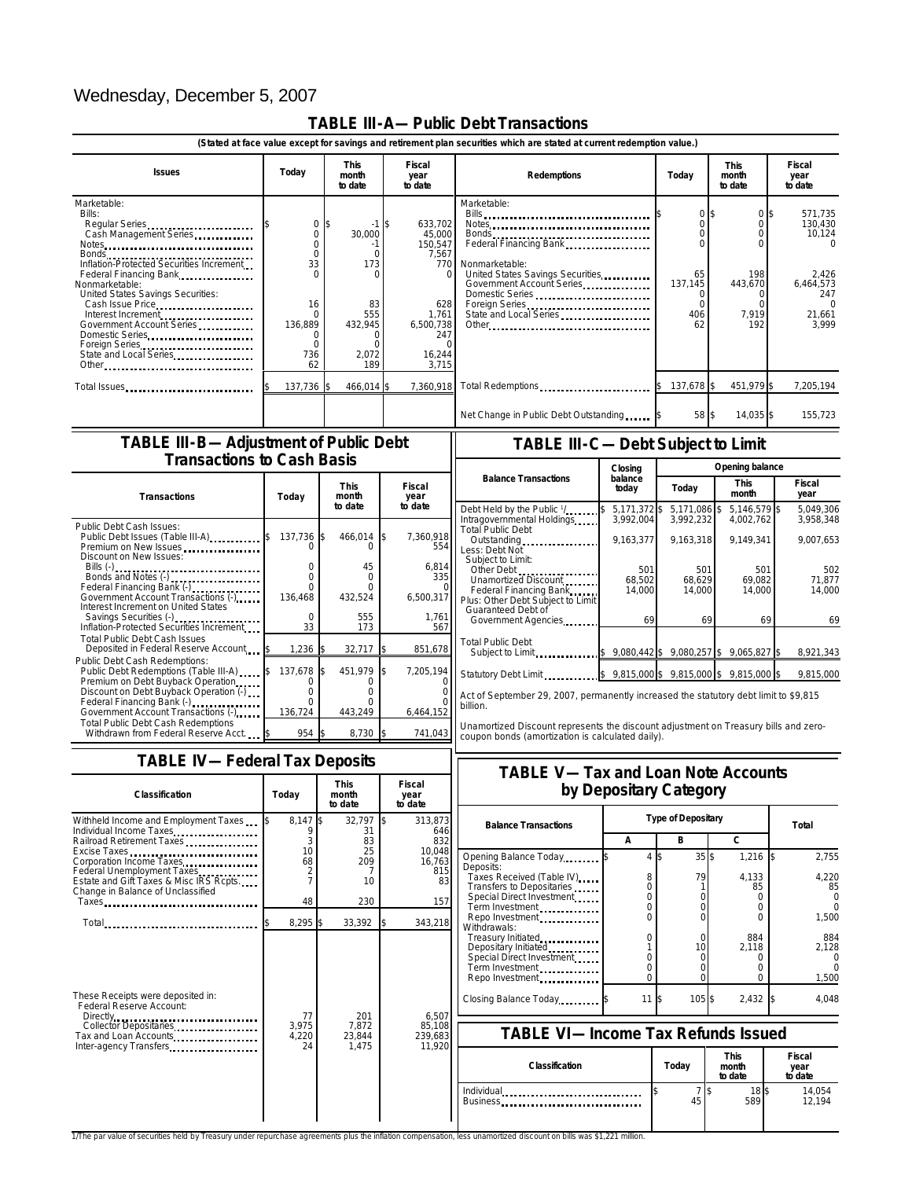Wednesday, December 5, 2007

## TABLE III-A— Public Debt Transactions

**(Stated at face value except for savings and retirement plan securities which are stated at current redemption value.)**

| Issues | Today | This month to date | Fiscal year to date |
|---|---|---|---|
| Marketable: | | | |
| Bills: | | | |
| Regular Series | $ 0 | $ -1 | $ 633,702 |
| Cash Management Series | 0 | 30,000 | 45,000 |
| Notes | 0 | -1 | 150,547 |
| Bonds | 0 | 0 | 7,567 |
| Inflation-Protected Securities Increment | 33 | 173 | 770 |
| Federal Financing Bank | 0 | 0 | 0 |
| Nonmarketable: | | | |
| United States Savings Securities: | | | |
| Cash Issue Price | 16 | 83 | 628 |
| Interest Increment | 0 | 555 | 1,761 |
| Government Account Series | 136,889 | 432,945 | 6,500,738 |
| Domestic Series | 0 | 0 | 247 |
| Foreign Series | 0 | 0 | 0 |
| State and Local Series | 736 | 2,072 | 16,244 |
| Other | 62 | 189 | 3,715 |
| Total Issues | $ 137,736 | $ 466,014 | $ 7,360,918 |

| Redemptions | Today | This month to date | Fiscal year to date |
|---|---|---|---|
| Marketable: | | | |
| Bills | $ 0 | $ 0 | $ 571,735 |
| Notes | 0 | 0 | 130,430 |
| Bonds | 0 | 0 | 10,124 |
| Federal Financing Bank | 0 | 0 | 0 |
| Nonmarketable: | | | |
| United States Savings Securities | 65 | 198 | 2,426 |
| Government Account Series | 137,145 | 443,670 | 6,464,573 |
| Domestic Series | 0 | 0 | 247 |
| Foreign Series | 0 | 0 | 0 |
| State and Local Series | 406 | 7,919 | 21,661 |
| Other | 62 | 192 | 3,999 |
| Total Redemptions | $ 137,678 | $ 451,979 | $ 7,205,194 |
| Net Change in Public Debt Outstanding | $ 58 | $ 14,035 | $ 155,723 |

## TABLE III-B— Adjustment of Public Debt Transactions to Cash Basis

| Transactions | Today | This month to date | Fiscal year to date |
|---|---|---|---|
| Public Debt Cash Issues: | | | |
| Public Debt Issues (Table III-A) | $ 137,736 | $ 466,014 | $ 7,360,918 |
| Premium on New Issues | 0 | 0 | 554 |
| Discount on New Issues: | | | |
| Bills (-) | 0 | 45 | 6,814 |
| Bonds and Notes (-) | 0 | 0 | 335 |
| Federal Financing Bank (-) | 0 | 0 | 0 |
| Government Account Transactions (-) | 136,468 | 432,524 | 6,500,317 |
| Interest Increment on United States Savings Securities (-) | 0 | 555 | 1,761 |
| Inflation-Protected Securities Increment | 33 | 173 | 567 |
| Total Public Debt Cash Issues Deposited in Federal Reserve Account | $ 1,236 | $ 32,717 | $ 851,678 |
| Public Debt Cash Redemptions: | | | |
| Public Debt Redemptions (Table III-A) | $ 137,678 | $ 451,979 | $ 7,205,194 |
| Premium on Debt Buyback Operation | 0 | 0 | 0 |
| Discount on Debt Buyback Operation (-) | 0 | 0 | 0 |
| Federal Financing Bank (-) | 0 | 0 | 0 |
| Government Account Transactions (-) | 136,724 | 443,249 | 6,464,152 |
| Total Public Debt Cash Redemptions Withdrawn from Federal Reserve Acct. | $ 954 | $ 8,730 | $ 741,043 |

## TABLE III-C — Debt Subject to Limit

| Balance Transactions | Closing balance today | Opening balance Today | Opening balance This month | Opening balance Fiscal year |
|---|---|---|---|---|
| Debt Held by the Public [1] | $ 5,171,372 | $ 5,171,086 | $ 5,146,579 | $ 5,049,306 |
| Intragovernmental Holdings | 3,992,004 | 3,992,232 | 4,002,762 | 3,958,348 |
| Total Public Debt Outstanding | 9,163,377 | 9,163,318 | 9,149,341 | 9,007,653 |
| Less: Debt Not Subject to Limit: | | | | |
| Other Debt | 501 | 501 | 501 | 502 |
| Unamortized Discount | 68,502 | 68,629 | 69,082 | 71,877 |
| Federal Financing Bank | 14,000 | 14,000 | 14,000 | 14,000 |
| Plus: Other Debt Subject to Limit Guaranteed Debt of Government Agencies | 69 | 69 | 69 | 69 |
| Total Public Debt Subject to Limit | $ 9,080,442 | $ 9,080,257 | $ 9,065,827 | $ 8,921,343 |
| Statutory Debt Limit | $ 9,815,000 | $ 9,815,000 | $ 9,815,000 | $ 9,815,000 |

Act of September 29, 2007, permanently increased the statutory debt limit to $9,815 billion.

Unamortized Discount represents the discount adjustment on Treasury bills and zero-coupon bonds (amortization is calculated daily).

## TABLE IV— Federal Tax Deposits

| Classification | Today | This month to date | Fiscal year to date |
|---|---|---|---|
| Withheld Income and Employment Taxes | $ 8,147 | $ 32,797 | $ 313,873 |
| Individual Income Taxes | 9 | 31 | 646 |
| Railroad Retirement Taxes | 3 | 83 | 832 |
| Excise Taxes | 10 | 25 | 10,048 |
| Corporation Income Taxes | 68 | 209 | 16,763 |
| Federal Unemployment Taxes | 2 | 7 | 815 |
| Estate and Gift Taxes & Misc IRS Rcpts. | 7 | 10 | 83 |
| Change in Balance of Unclassified Taxes | 48 | 230 | 157 |
| Total | $ 8,295 | $ 33,392 | $ 343,218 |
| These Receipts were deposited in: | | | |
| Federal Reserve Account: | | | |
| Directly | 77 | 201 | 6,507 |
| Collector Depositaries | 3,975 | 7,872 | 85,108 |
| Tax and Loan Accounts | 4,220 | 23,844 | 239,683 |
| Inter-agency Transfers | 24 | 1,475 | 11,920 |

## TABLE V— Tax and Loan Note Accounts by Depositary Category

| Balance Transactions | Type of Depositary A | B | C | Total |
|---|---|---|---|---|
| Opening Balance Today | $ 4 | $ 35 | $ 1,216 | $ 2,755 |
| Deposits: | | | | |
| Taxes Received (Table IV) | 8 | 79 | 4,133 | 4,220 |
| Transfers to Depositaries | 0 | 1 | 85 | 85 |
| Special Direct Investment | 0 | 0 | 0 | 0 |
| Term Investment | 0 | 0 | 0 | 0 |
| Repo Investment | 0 | 0 | 0 | 1,500 |
| Withdrawals: | | | | |
| Treasury Initiated | 0 | 0 | 884 | 884 |
| Depositary Initiated | 1 | 10 | 2,118 | 2,128 |
| Special Direct Investment | 0 | 0 | 0 | 0 |
| Term Investment | 0 | 0 | 0 | 0 |
| Repo Investment | 0 | 0 | 0 | 1,500 |
| Closing Balance Today | $ 11 | $ 105 | $ 2,432 | $ 4,048 |

## TABLE VI— Income Tax Refunds Issued

| Classification | Today | This month to date | Fiscal year to date |
|---|---|---|---|
| Individual | $ 7 | $ 18 | $ 14,054 |
| Business | 45 | 589 | 12,194 |

1/The par value of securities held by Treasury under repurchase agreements plus the inflation compensation, less unamortized discount on bills was $1,221 million.